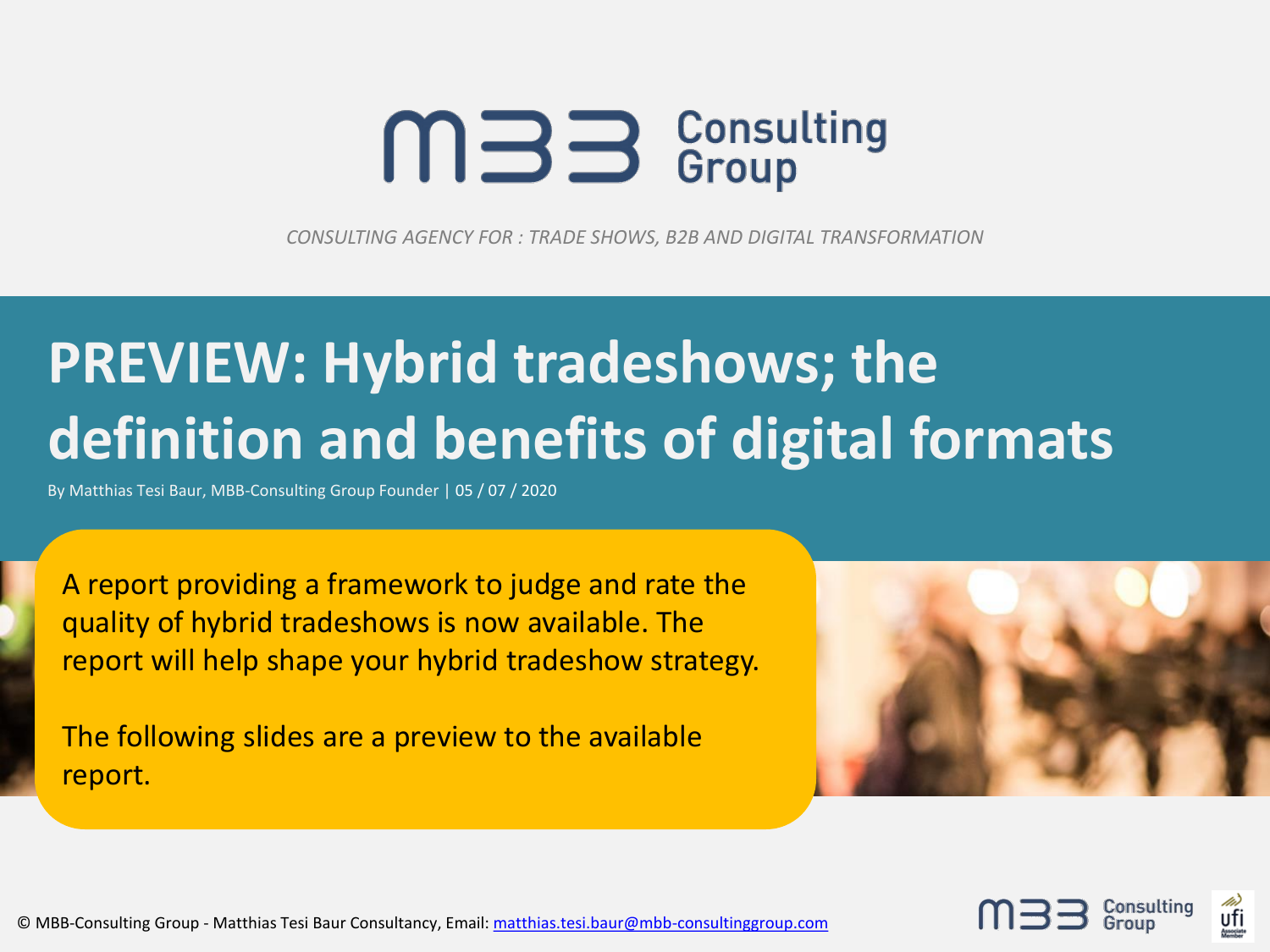MBB Consulting Group

*CONSULTING AGENCY FOR : TRADE SHOWS, B2B AND DIGITAL TRANSFORMATION*

# PREVIEW: Hybrid tradeshows; the definition and benefits of digital formats

By Matthias Tesi Baur, MBB-Consulting Group Founder | 05 / 07 / 2020

A report providing a framework to judge and rate the quality of hybrid tradeshows is now available. The report will help shape your hybrid tradeshow strategy.

The following slides are a preview to the available report.

© MBB-Consulting Group - Matthias Tesi Baur Consultancy, Email: matthias.tesi.baur@mbb-consultinggroup.com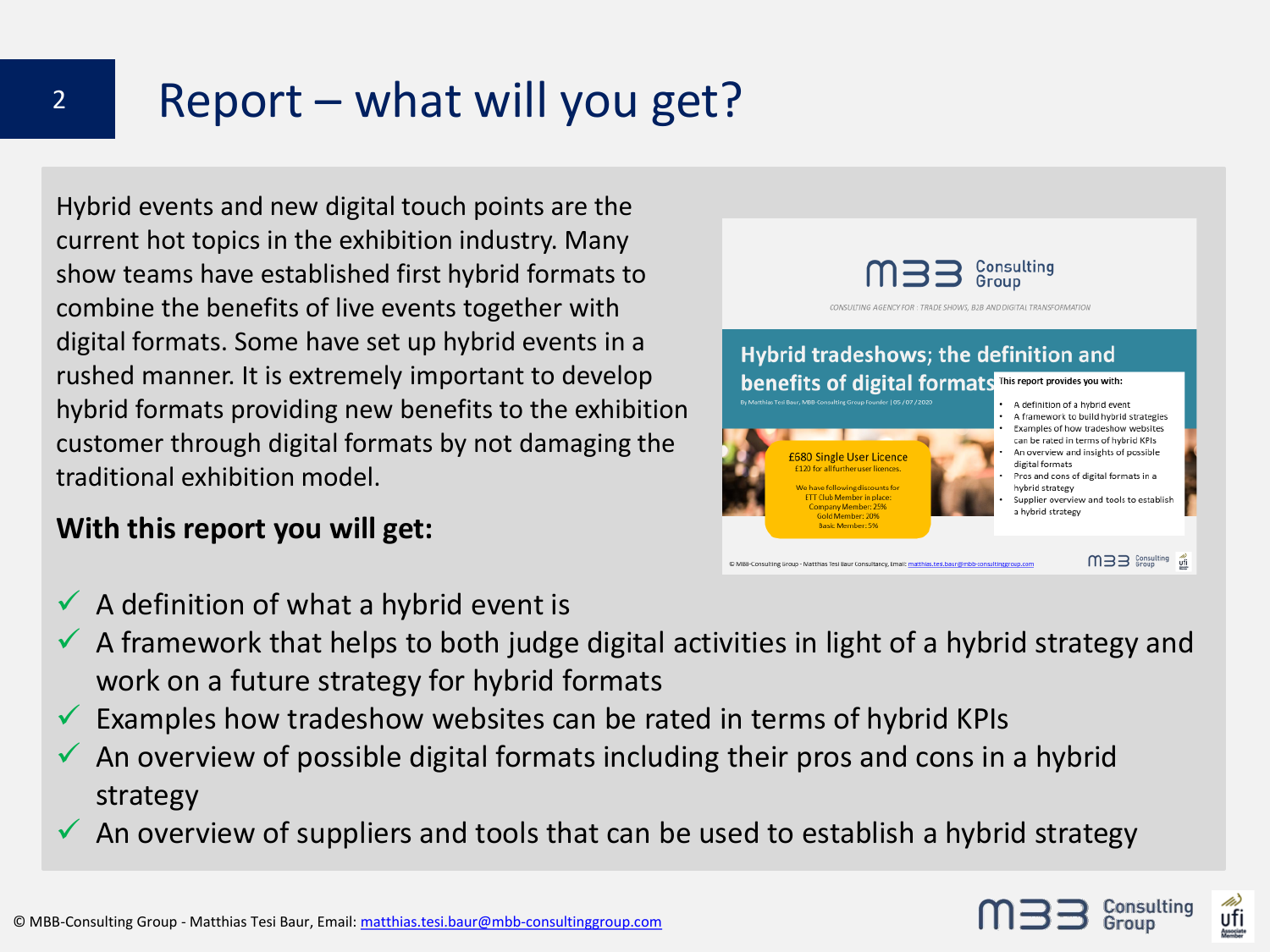# Report – what will you get?

Hybrid events and new digital touch points are the current hot topics in the exhibition industry. Many show teams have established first hybrid formats to combine the benefits of live events together with digital formats. Some have set up hybrid events in a rushed manner. It is extremely important to develop hybrid formats providing new benefits to the exhibition customer through digital formats by not damaging the traditional exhibition model.

**With this report you will get:**

- ✓ A definition of what a hybrid event is
- ✓ A framework that helps to both judge digital activities in light of a hybrid strategy and work on a future strategy for hybrid formats
- ✓ Examples how tradeshow websites can be rated in terms of hybrid KPIs
- ✓ An overview of possible digital formats including their pros and cons in a hybrid strategy
- ✓ An overview of suppliers and tools that can be used to establish a hybrid strategy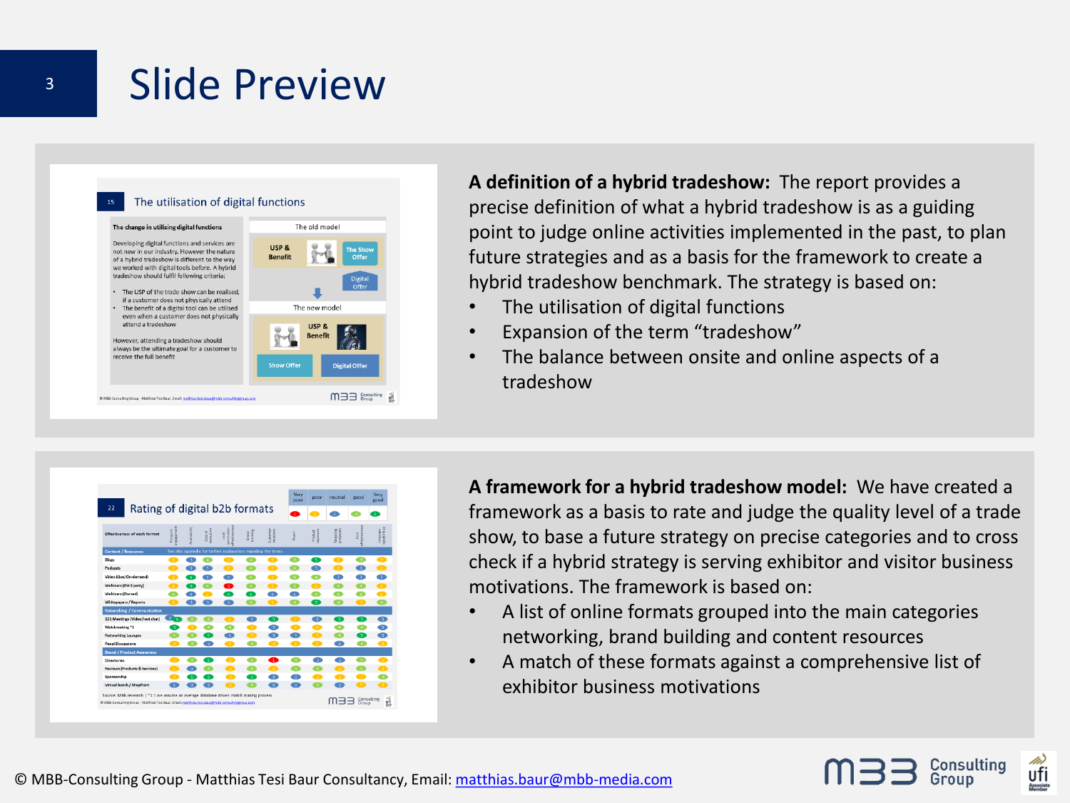# Slide Preview

**A definition of a hybrid tradeshow:** The report provides a precise definition of what a hybrid tradeshow is as a guiding point to judge online activities implemented in the past, to plan future strategies and as a basis for the framework to create a hybrid tradeshow benchmark. The strategy is based on:

- The utilisation of digital functions
- Expansion of the term "tradeshow"
- The balance between onsite and online aspects of a tradeshow

**A framework for a hybrid tradeshow model:** We have created a framework as a basis to rate and judge the quality level of a trade show, to base a future strategy on precise categories and to cross check if a hybrid strategy is serving exhibitor and visitor business motivations. The framework is based on:

- A list of online formats grouped into the main categories networking, brand building and content resources
- A match of these formats against a comprehensive list of exhibitor business motivations

© MBB-Consulting Group - Matthias Tesi Baur Consultancy, Email: matthias.baur@mbb-media.com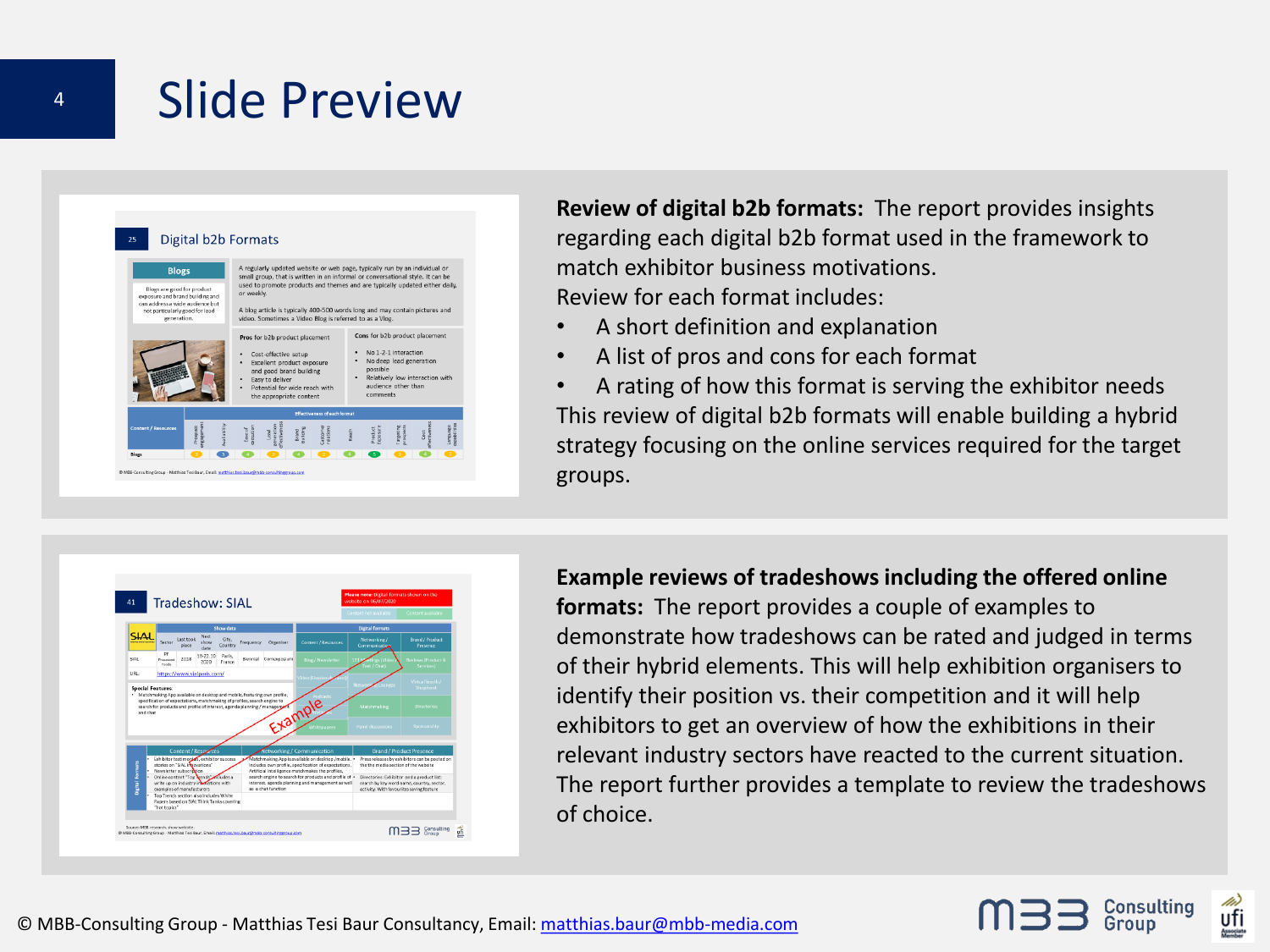# Slide Preview

**Review of digital b2b formats:** The report provides insights regarding each digital b2b format used in the framework to match exhibitor business motivations.

Review for each format includes:

- A short definition and explanation
- A list of pros and cons for each format
- A rating of how this format is serving the exhibitor needs

This review of digital b2b formats will enable building a hybrid strategy focusing on the online services required for the target groups.

**Example reviews of tradeshows including the offered online formats:** The report provides a couple of examples to demonstrate how tradeshows can be rated and judged in terms of their hybrid elements. This will help exhibition organisers to identify their position vs. their competition and it will help exhibitors to get an overview of how the exhibitions in their relevant industry sectors have reacted to the current situation. The report further provides a template to review the tradeshows of choice.

© MBB-Consulting Group - Matthias Tesi Baur Consultancy, Email: [matthias.baur@mbb-media.com](mailto:matthias.baur@mbb-media.com)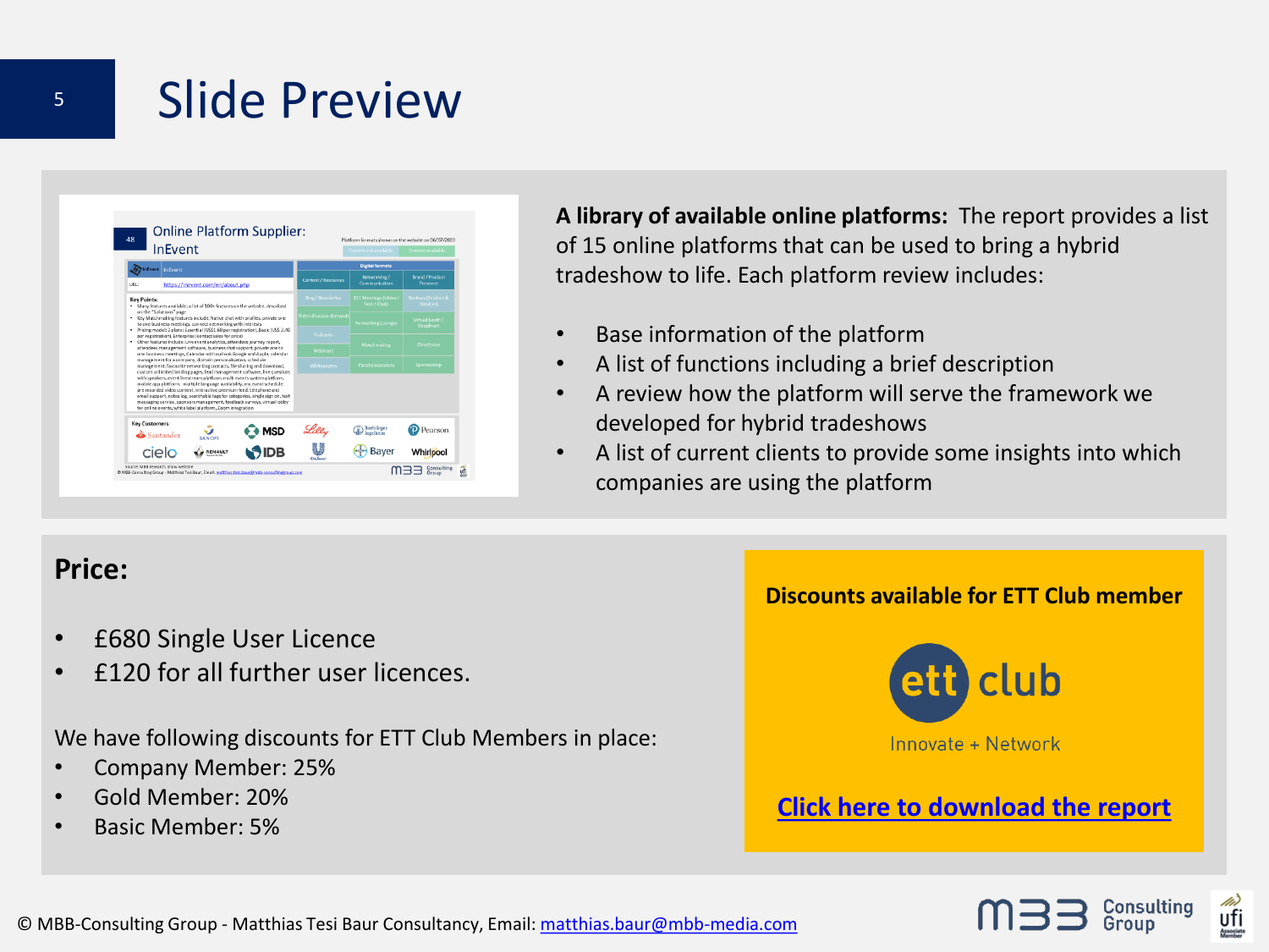# Slide Preview

**A library of available online platforms:** The report provides a list of 15 online platforms that can be used to bring a hybrid tradeshow to life. Each platform review includes:

- Base information of the platform
- A list of functions including a brief description
- A review how the platform will serve the framework we developed for hybrid tradeshows
- A list of current clients to provide some insights into which companies are using the platform

**Price:**

- £680 Single User Licence
- £120 for all further user licences.

We have following discounts for ETT Club Members in place:

- Company Member: 25%
- Gold Member: 20%
- Basic Member: 5%

**Discounts available for ETT Club member**

ett club

Innovate + Network

**Click here to download the report**

© MBB-Consulting Group - Matthias Tesi Baur Consultancy, Email: matthias.baur@mbb-media.com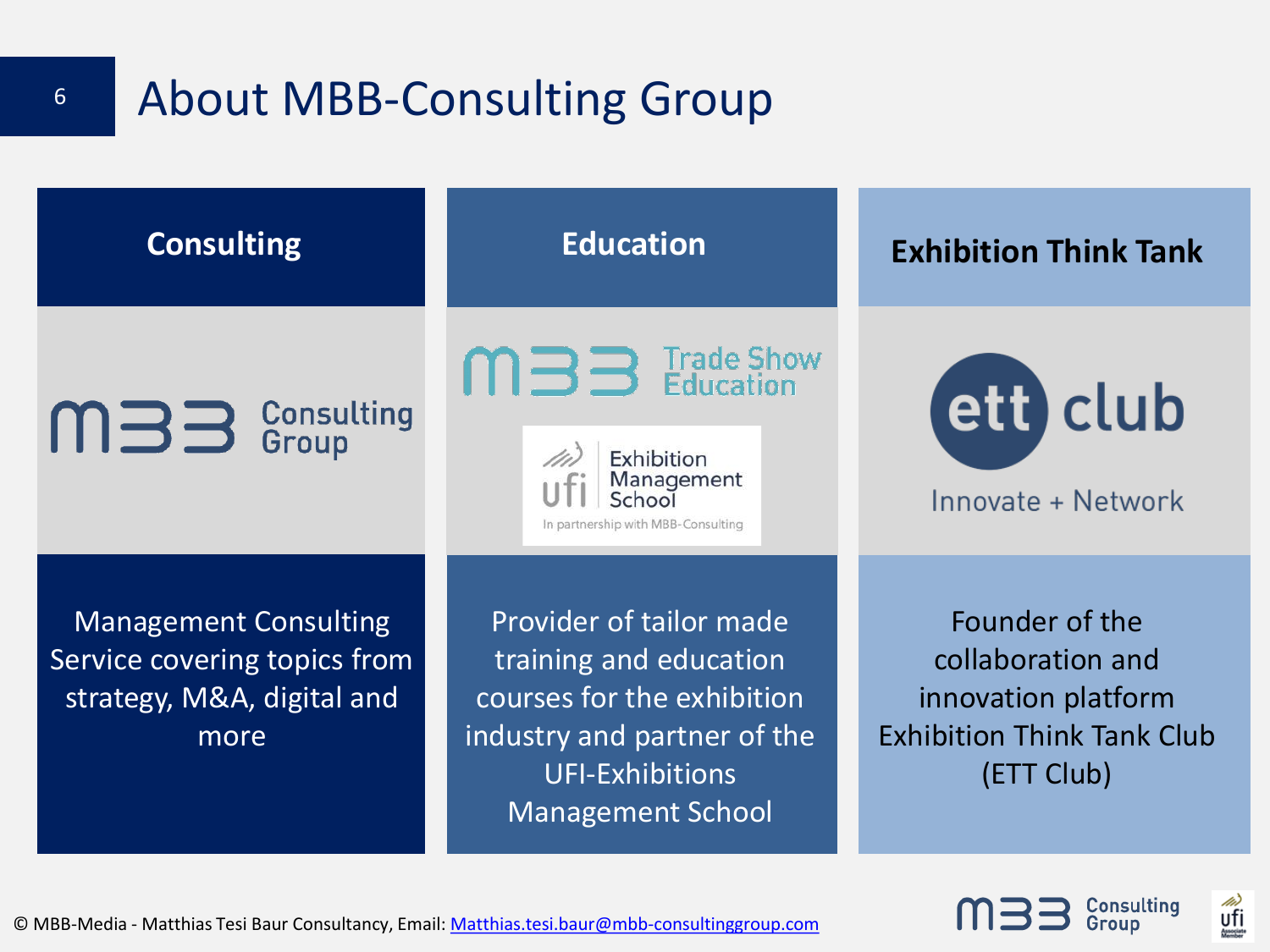# About MBB-Consulting Group

| Consulting | Education | Exhibition Think Tank |
|---|---|---|
| MBB Consulting Group | MBB Trade Show Education<br>ufi Exhibition Management School – In partnership with MBB-Consulting | ett club – Innovate + Network |
| Management Consulting Service covering topics from strategy, M&A, digital and more | Provider of tailor made training and education courses for the exhibition industry and partner of the UFI-Exhibitions Management School | Founder of the collaboration and innovation platform Exhibition Think Tank Club (ETT Club) |

© MBB-Media - Matthias Tesi Baur Consultancy, Email: Matthias.tesi.baur@mbb-consultinggroup.com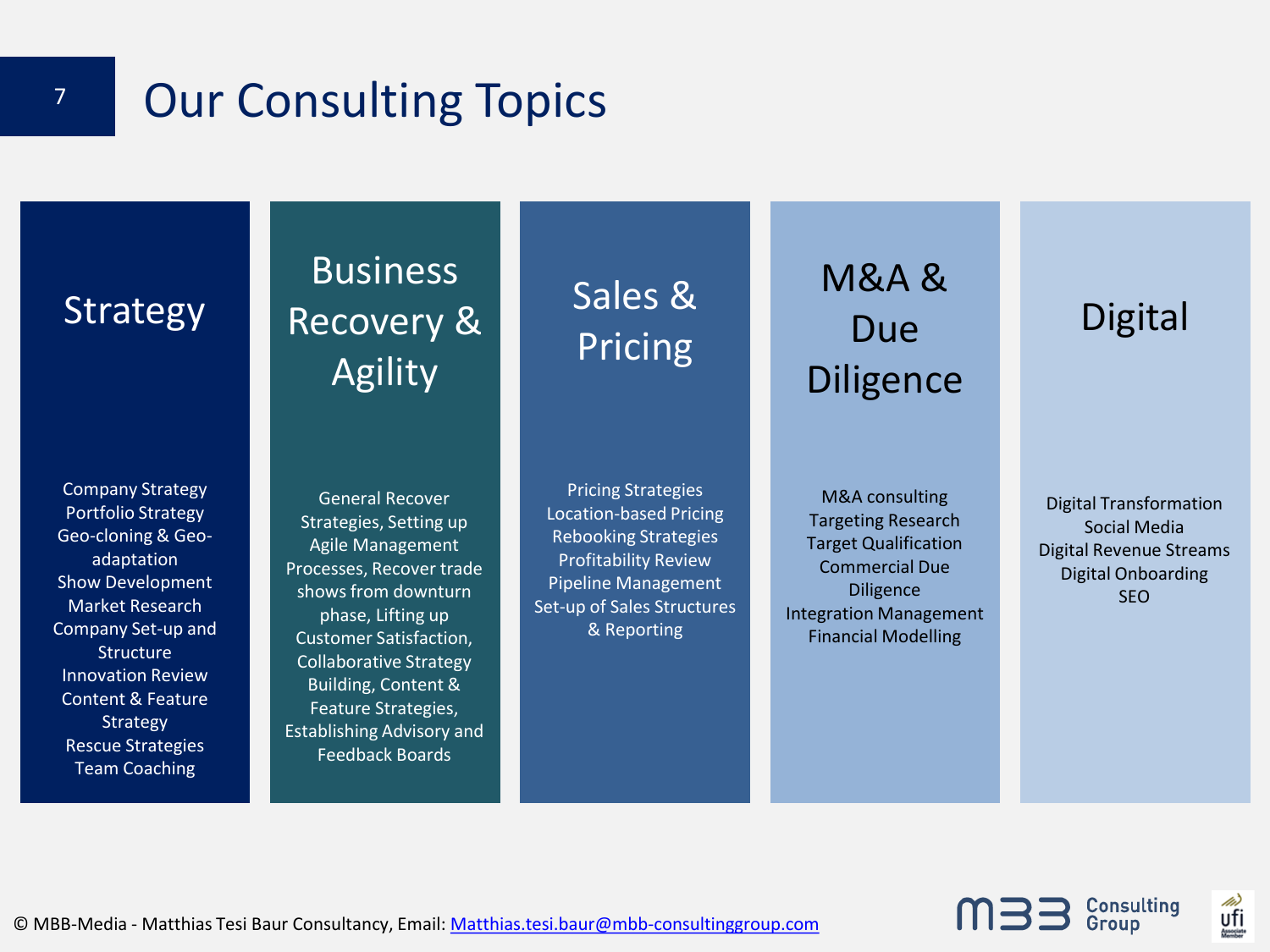# Our Consulting Topics

## Strategy

- Company Strategy
- Portfolio Strategy
- Geo-cloning & Geo-adaptation
- Show Development
- Market Research
- Company Set-up and Structure
- Innovation Review
- Content & Feature Strategy
- Rescue Strategies
- Team Coaching

## Business Recovery & Agility

General Recover Strategies, Setting up Agile Management Processes, Recover trade shows from downturn phase, Lifting up Customer Satisfaction, Collaborative Strategy Building, Content & Feature Strategies, Establishing Advisory and Feedback Boards

## Sales & Pricing

- Pricing Strategies
- Location-based Pricing
- Rebooking Strategies
- Profitability Review
- Pipeline Management
- Set-up of Sales Structures & Reporting

## M&A & Due Diligence

- M&A consulting
- Targeting Research
- Target Qualification
- Commercial Due Diligence
- Integration Management
- Financial Modelling

## Digital

- Digital Transformation
- Social Media
- Digital Revenue Streams
- Digital Onboarding
- SEO

© MBB-Media - Matthias Tesi Baur Consultancy, Email: [Matthias.tesi.baur@mbb-consultinggroup.com](mailto:Matthias.tesi.baur@mbb-consultinggroup.com)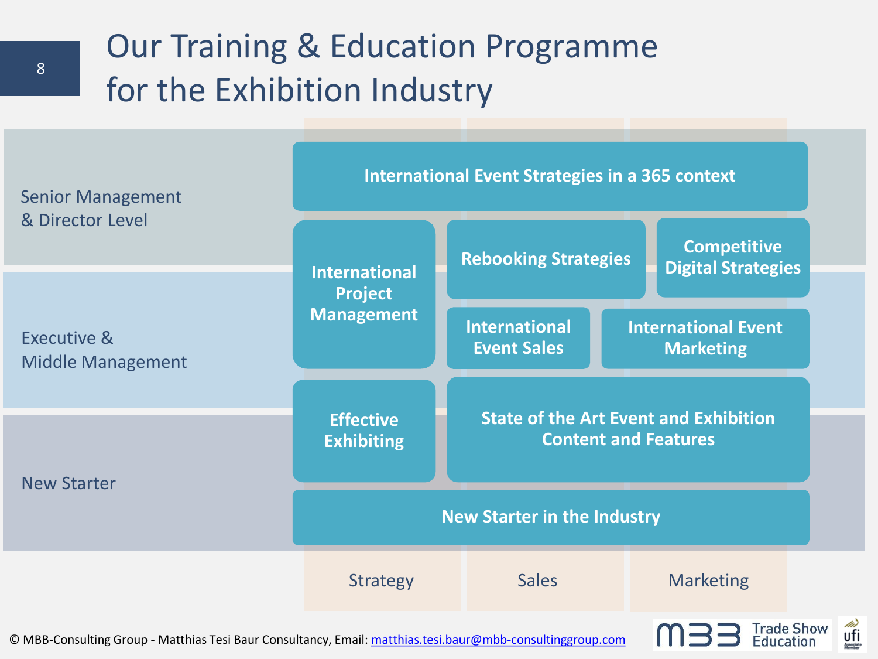# Our Training & Education Programme for the Exhibition Industry

| Level | Strategy | Sales | Marketing |
|---|---|---|---|
| Senior Management & Director Level | International Event Strategies in a 365 context | | |
| | International Project Management | Rebooking Strategies | Competitive Digital Strategies |
| Executive & Middle Management | | International Event Sales | International Event Marketing |
| New Starter | Effective Exhibiting | State of the Art Event and Exhibition Content and Features | |
| | New Starter in the Industry | | |

© MBB-Consulting Group - Matthias Tesi Baur Consultancy, Email: matthias.tesi.baur@mbb-consultinggroup.com

MBB Trade Show Education

ufi Associate Member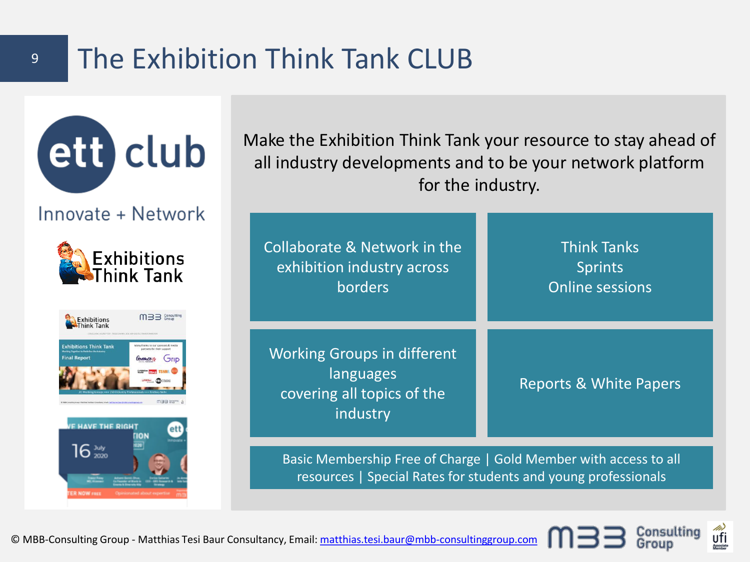# The Exhibition Think Tank CLUB

ett club

Innovate + Network

Exhibitions Think Tank

Make the Exhibition Think Tank your resource to stay ahead of all industry developments and to be your network platform for the industry.

- Collaborate & Network in the exhibition industry across borders
- Think Tanks
  Sprints
  Online sessions
- Working Groups in different languages covering all topics of the industry
- Reports & White Papers

Basic Membership Free of Charge | Gold Member with access to all resources | Special Rates for students and young professionals

© MBB-Consulting Group - Matthias Tesi Baur Consultancy, Email: matthias.tesi.baur@mbb-consultinggroup.com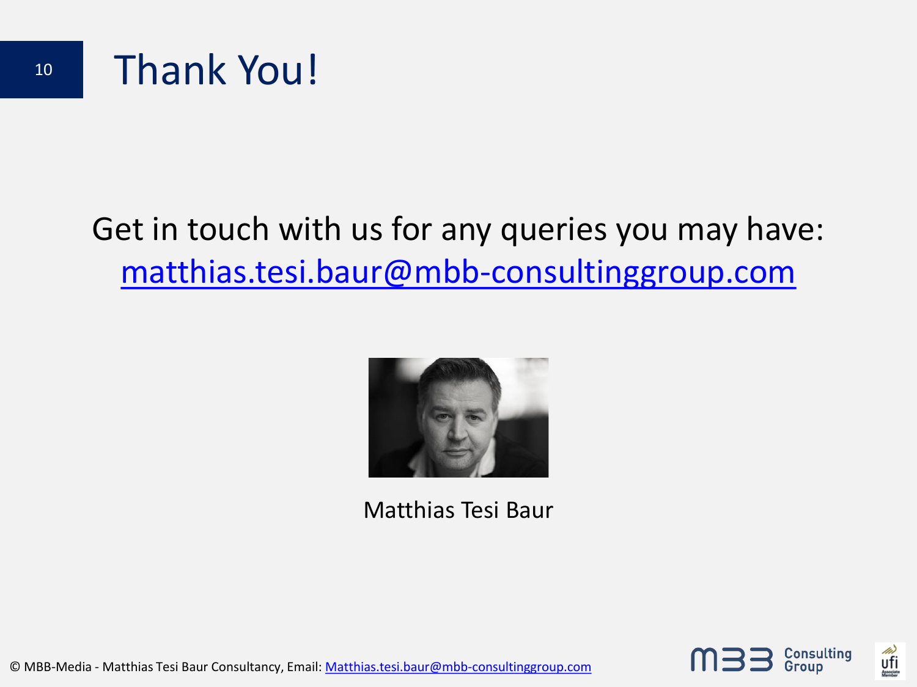# Thank You!

Get in touch with us for any queries you may have:
matthias.tesi.baur@mbb-consultinggroup.com

Matthias Tesi Baur

© MBB-Media - Matthias Tesi Baur Consultancy, Email: Matthias.tesi.baur@mbb-consultinggroup.com